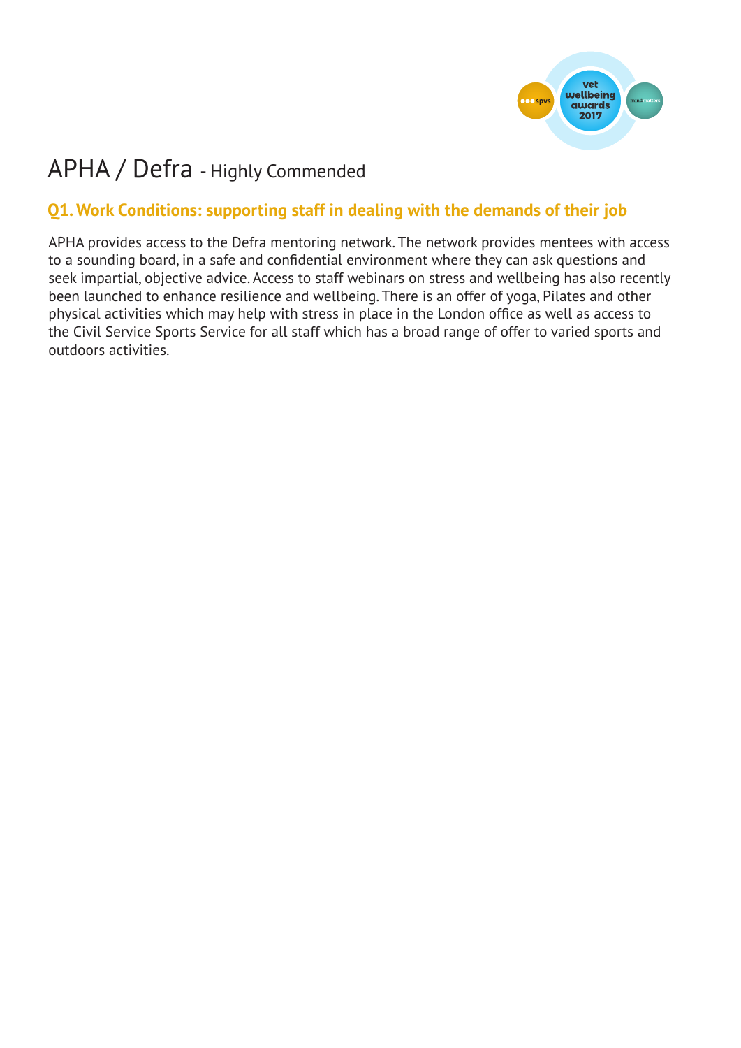# APHA / Defra - Highly Commended

## Q1. Work Conditions: supporting staff in dealing with the demands of their job

APHA provides access to the Defra mentoring network. The network provides mentees with access to a sounding board, in a safe and confidential environment where they can ask questions and seek impartial, objective advice. Access to staff webinars on stress and wellbeing has also recently been launched to enhance resilience and wellbeing. There is an offer of yoga, Pilates and other physical activities which may help with stress in place in the London office as well as access to the Civil Service Sports Service for all staff which has a broad range of offer to varied sports and outdoors activities.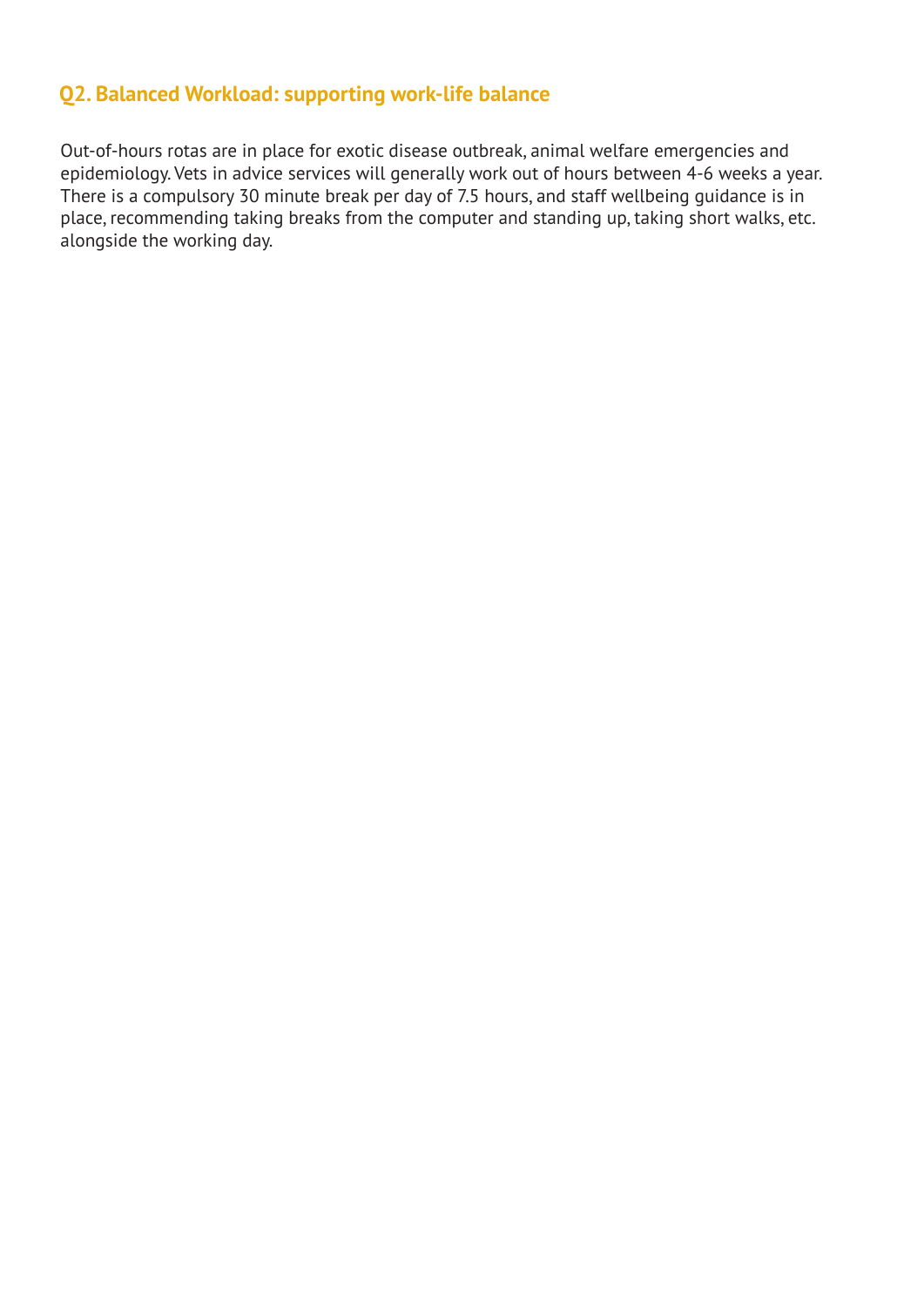## Q2. Balanced Workload: supporting work-life balance

Out-of-hours rotas are in place for exotic disease outbreak, animal welfare emergencies and epidemiology. Vets in advice services will generally work out of hours between 4-6 weeks a year. There is a compulsory 30 minute break per day of 7.5 hours, and staff wellbeing guidance is in place, recommending taking breaks from the computer and standing up, taking short walks, etc. alongside the working day.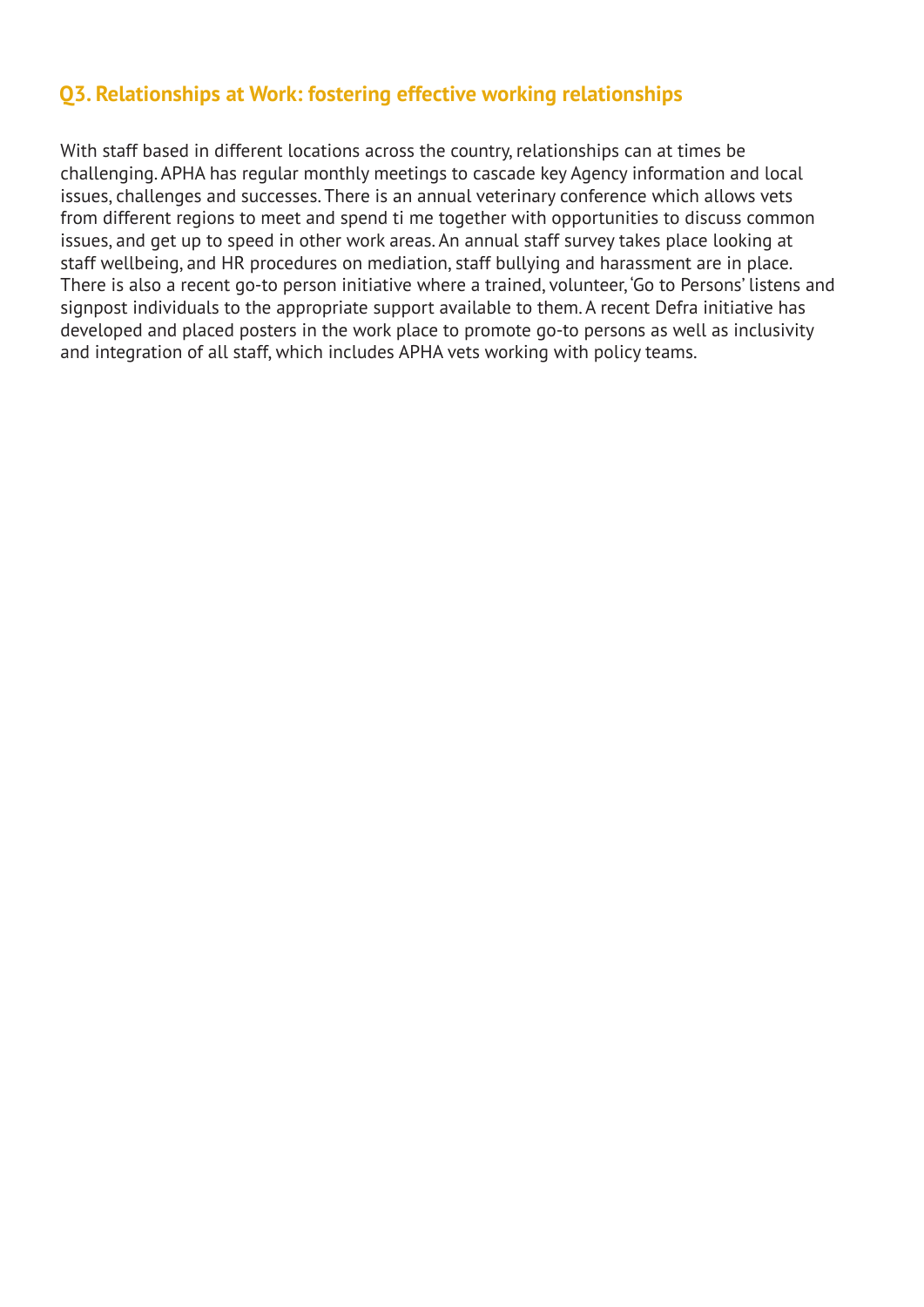## Q3. Relationships at Work: fostering effective working relationships

With staff based in different locations across the country, relationships can at times be challenging. APHA has regular monthly meetings to cascade key Agency information and local issues, challenges and successes. There is an annual veterinary conference which allows vets from different regions to meet and spend ti me together with opportunities to discuss common issues, and get up to speed in other work areas. An annual staff survey takes place looking at staff wellbeing, and HR procedures on mediation, staff bullying and harassment are in place. There is also a recent go-to person initiative where a trained, volunteer, 'Go to Persons' listens and signpost individuals to the appropriate support available to them. A recent Defra initiative has developed and placed posters in the work place to promote go-to persons as well as inclusivity and integration of all staff, which includes APHA vets working with policy teams.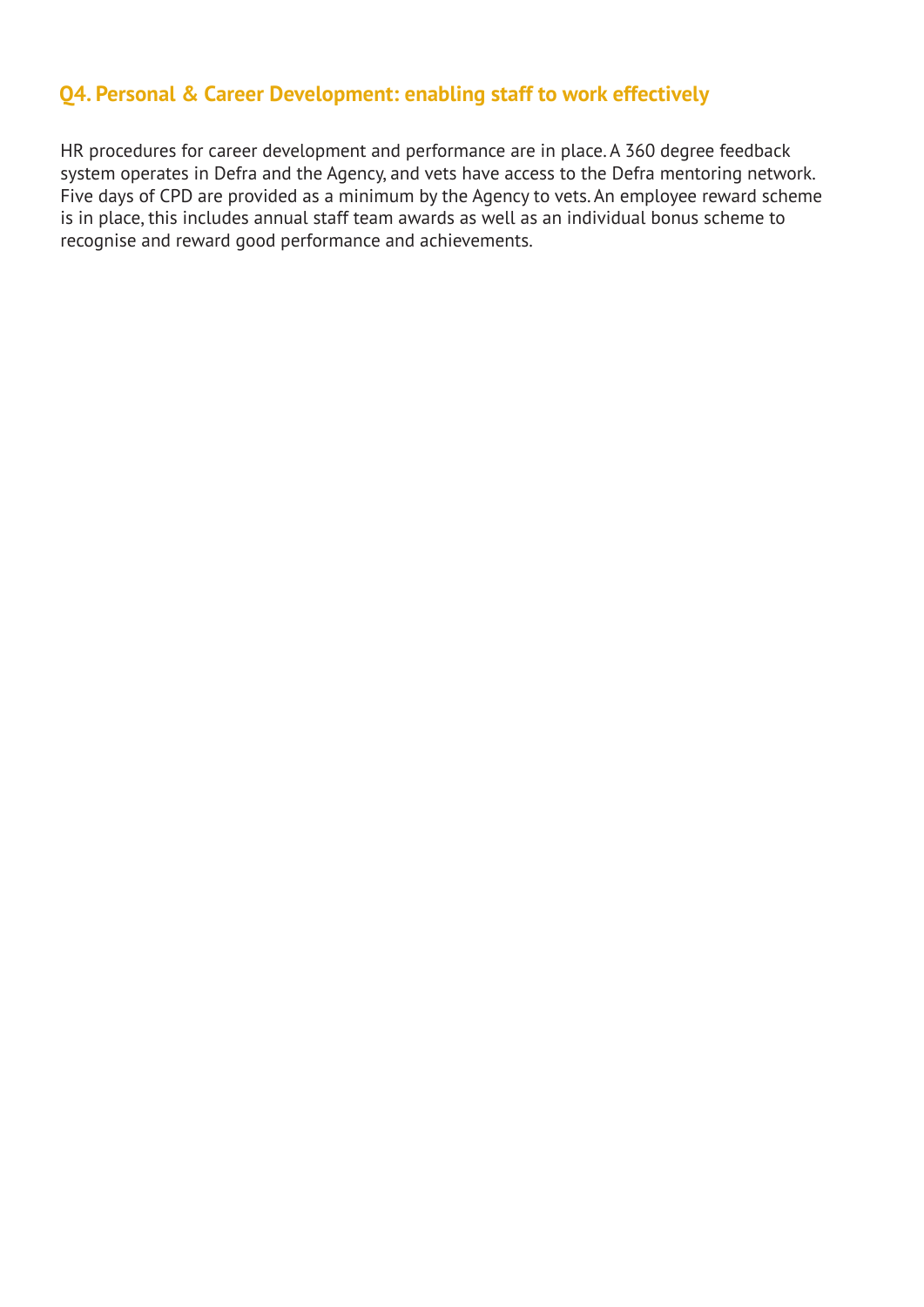## Q4. Personal & Career Development: enabling staff to work effectively

HR procedures for career development and performance are in place. A 360 degree feedback system operates in Defra and the Agency, and vets have access to the Defra mentoring network. Five days of CPD are provided as a minimum by the Agency to vets. An employee reward scheme is in place, this includes annual staff team awards as well as an individual bonus scheme to recognise and reward good performance and achievements.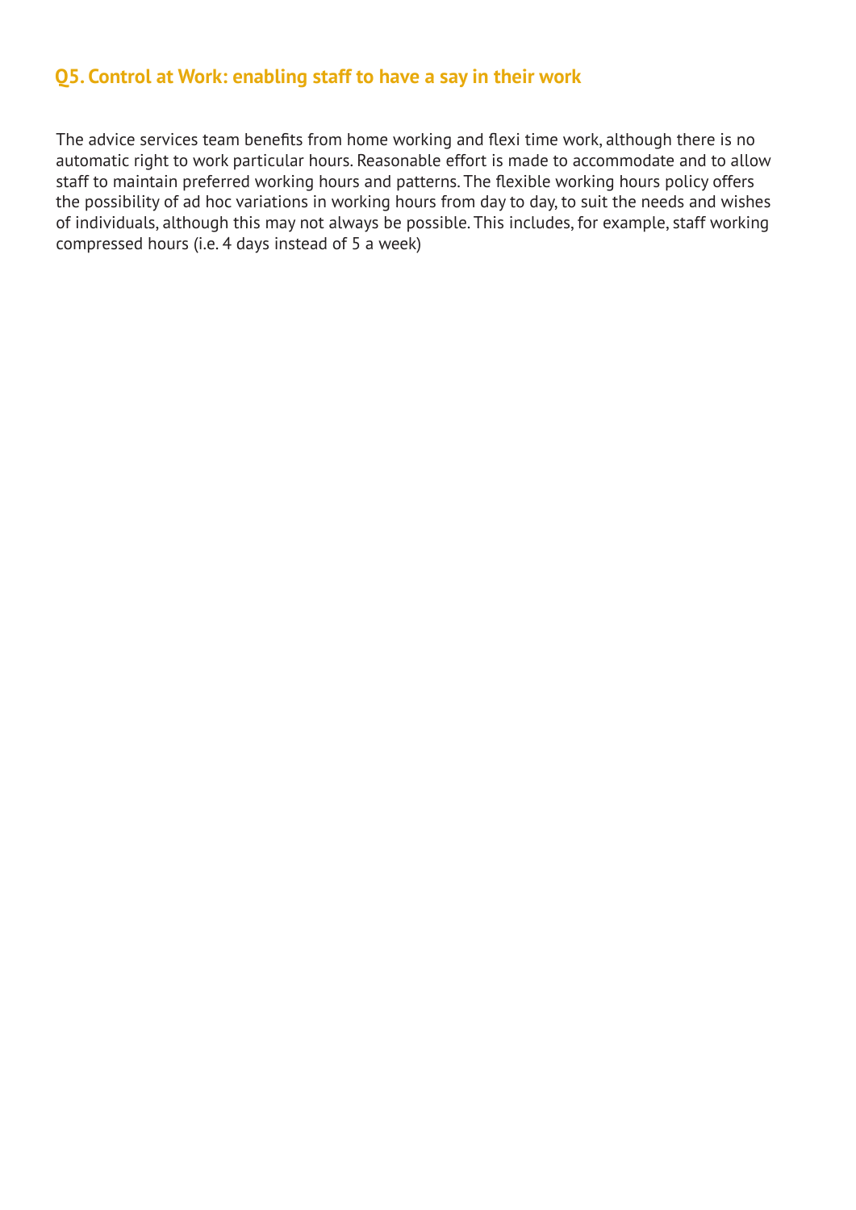## Q5. Control at Work: enabling staff to have a say in their work

The advice services team benefits from home working and flexi time work, although there is no automatic right to work particular hours. Reasonable effort is made to accommodate and to allow staff to maintain preferred working hours and patterns. The flexible working hours policy offers the possibility of ad hoc variations in working hours from day to day, to suit the needs and wishes of individuals, although this may not always be possible. This includes, for example, staff working compressed hours (i.e. 4 days instead of 5 a week)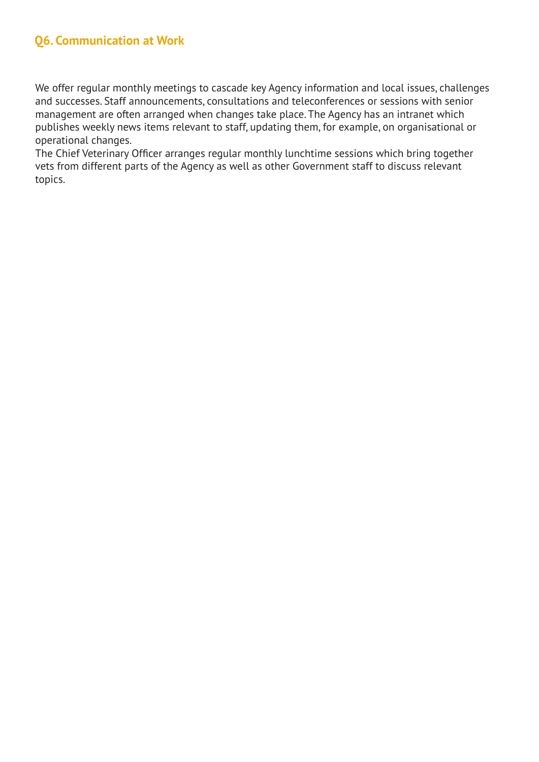## Q6. Communication at Work

We offer regular monthly meetings to cascade key Agency information and local issues, challenges and successes. Staff announcements, consultations and teleconferences or sessions with senior management are often arranged when changes take place. The Agency has an intranet which publishes weekly news items relevant to staff, updating them, for example, on organisational or operational changes.

The Chief Veterinary Officer arranges regular monthly lunchtime sessions which bring together vets from different parts of the Agency as well as other Government staff to discuss relevant topics.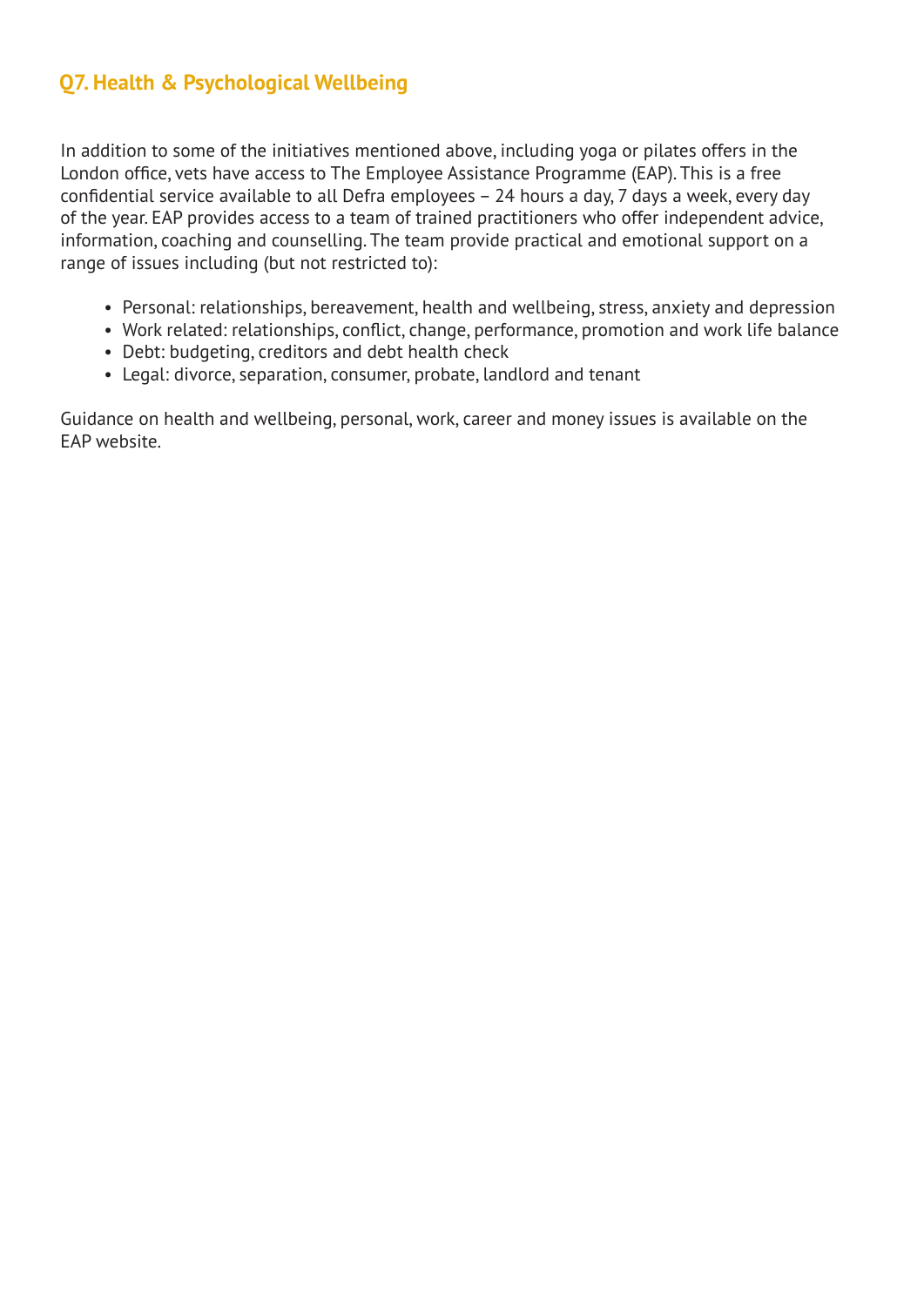## Q7. Health & Psychological Wellbeing

In addition to some of the initiatives mentioned above, including yoga or pilates offers in the London office, vets have access to The Employee Assistance Programme (EAP). This is a free confidential service available to all Defra employees – 24 hours a day, 7 days a week, every day of the year. EAP provides access to a team of trained practitioners who offer independent advice, information, coaching and counselling. The team provide practical and emotional support on a range of issues including (but not restricted to):

- Personal: relationships, bereavement, health and wellbeing, stress, anxiety and depression
- Work related: relationships, conflict, change, performance, promotion and work life balance
- Debt: budgeting, creditors and debt health check
- Legal: divorce, separation, consumer, probate, landlord and tenant

Guidance on health and wellbeing, personal, work, career and money issues is available on the EAP website.